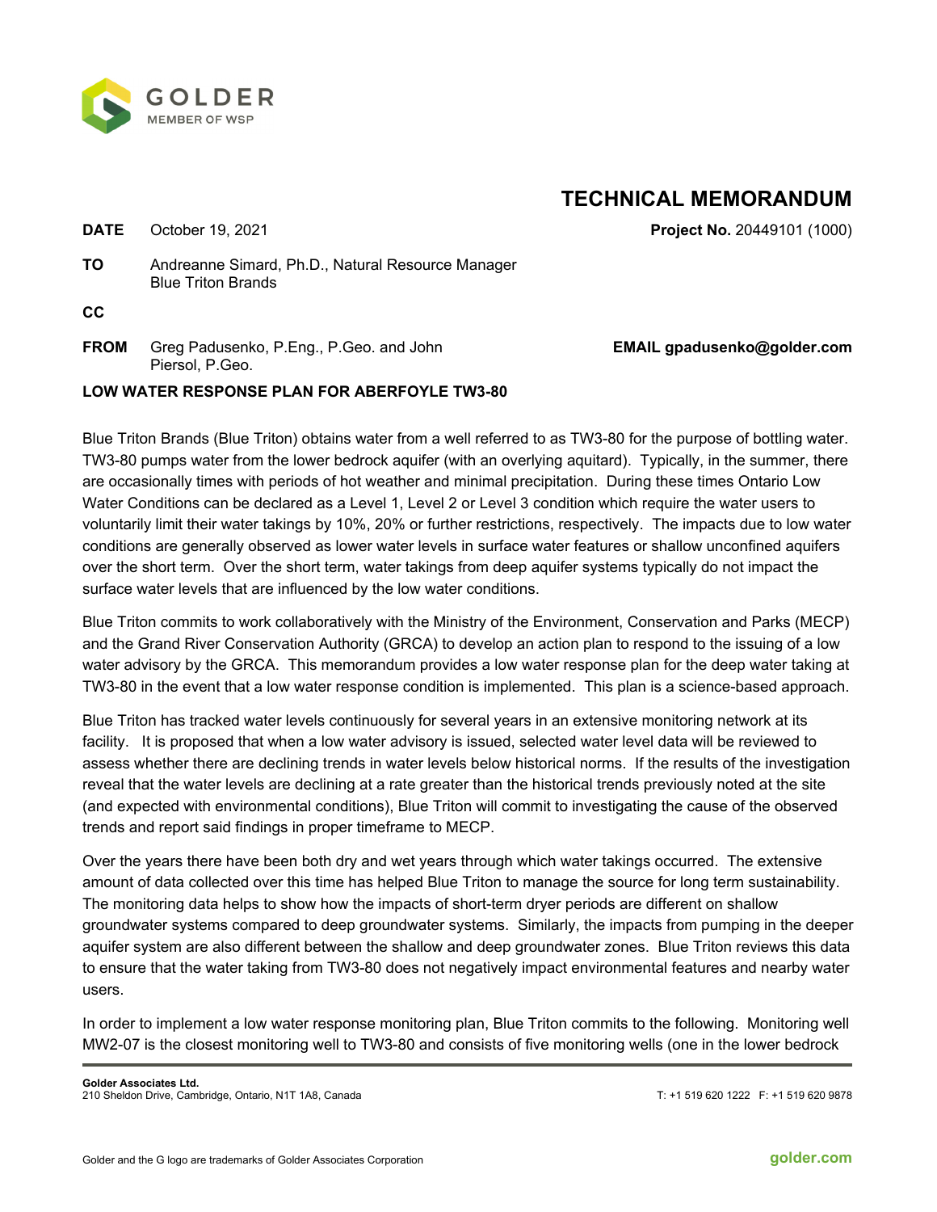# TECHNICAL MEMORANDUM

**DATE** October 19, 2021 **Project No.** 20449101 (1000)

**TO** Andreanne Simard, Ph.D., Natural Resource Manager
Blue Triton Brands

**CC**

**FROM** Greg Padusenko, P.Eng., P.Geo. and John Piersol, P.Geo. **EMAIL gpadusenko@golder.com**

**LOW WATER RESPONSE PLAN FOR ABERFOYLE TW3-80**

Blue Triton Brands (Blue Triton) obtains water from a well referred to as TW3-80 for the purpose of bottling water. TW3-80 pumps water from the lower bedrock aquifer (with an overlying aquitard). Typically, in the summer, there are occasionally times with periods of hot weather and minimal precipitation. During these times Ontario Low Water Conditions can be declared as a Level 1, Level 2 or Level 3 condition which require the water users to voluntarily limit their water takings by 10%, 20% or further restrictions, respectively. The impacts due to low water conditions are generally observed as lower water levels in surface water features or shallow unconfined aquifers over the short term. Over the short term, water takings from deep aquifer systems typically do not impact the surface water levels that are influenced by the low water conditions.

Blue Triton commits to work collaboratively with the Ministry of the Environment, Conservation and Parks (MECP) and the Grand River Conservation Authority (GRCA) to develop an action plan to respond to the issuing of a low water advisory by the GRCA. This memorandum provides a low water response plan for the deep water taking at TW3-80 in the event that a low water response condition is implemented. This plan is a science-based approach.

Blue Triton has tracked water levels continuously for several years in an extensive monitoring network at its facility. It is proposed that when a low water advisory is issued, selected water level data will be reviewed to assess whether there are declining trends in water levels below historical norms. If the results of the investigation reveal that the water levels are declining at a rate greater than the historical trends previously noted at the site (and expected with environmental conditions), Blue Triton will commit to investigating the cause of the observed trends and report said findings in proper timeframe to MECP.

Over the years there have been both dry and wet years through which water takings occurred. The extensive amount of data collected over this time has helped Blue Triton to manage the source for long term sustainability. The monitoring data helps to show how the impacts of short-term dryer periods are different on shallow groundwater systems compared to deep groundwater systems. Similarly, the impacts from pumping in the deeper aquifer system are also different between the shallow and deep groundwater zones. Blue Triton reviews this data to ensure that the water taking from TW3-80 does not negatively impact environmental features and nearby water users.

In order to implement a low water response monitoring plan, Blue Triton commits to the following. Monitoring well MW2-07 is the closest monitoring well to TW3-80 and consists of five monitoring wells (one in the lower bedrock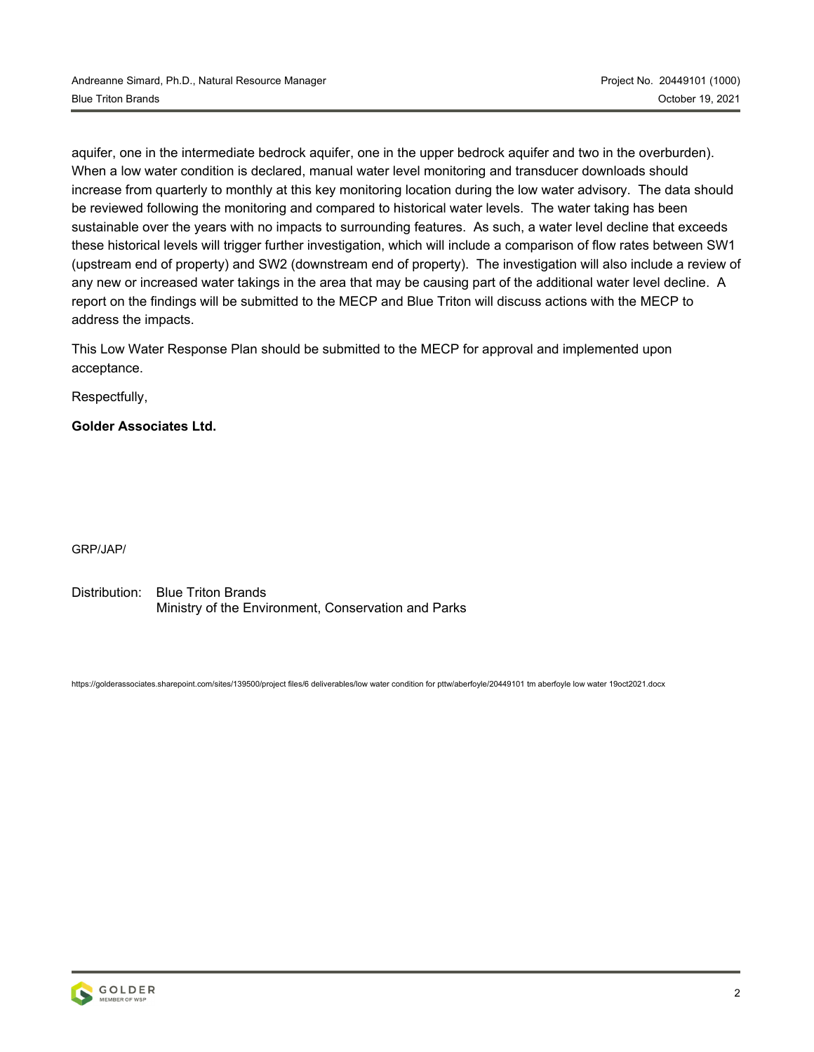aquifer, one in the intermediate bedrock aquifer, one in the upper bedrock aquifer and two in the overburden). When a low water condition is declared, manual water level monitoring and transducer downloads should increase from quarterly to monthly at this key monitoring location during the low water advisory. The data should be reviewed following the monitoring and compared to historical water levels. The water taking has been sustainable over the years with no impacts to surrounding features. As such, a water level decline that exceeds these historical levels will trigger further investigation, which will include a comparison of flow rates between SW1 (upstream end of property) and SW2 (downstream end of property). The investigation will also include a review of any new or increased water takings in the area that may be causing part of the additional water level decline. A report on the findings will be submitted to the MECP and Blue Triton will discuss actions with the MECP to address the impacts.

This Low Water Response Plan should be submitted to the MECP for approval and implemented upon acceptance.

Respectfully,

**Golder Associates Ltd.**

GRP/JAP/

Distribution: Blue Triton Brands
Ministry of the Environment, Conservation and Parks

https://golderassociates.sharepoint.com/sites/139500/project files/6 deliverables/low water condition for pttw/aberfoyle/20449101 tm aberfoyle low water 19oct2021.docx